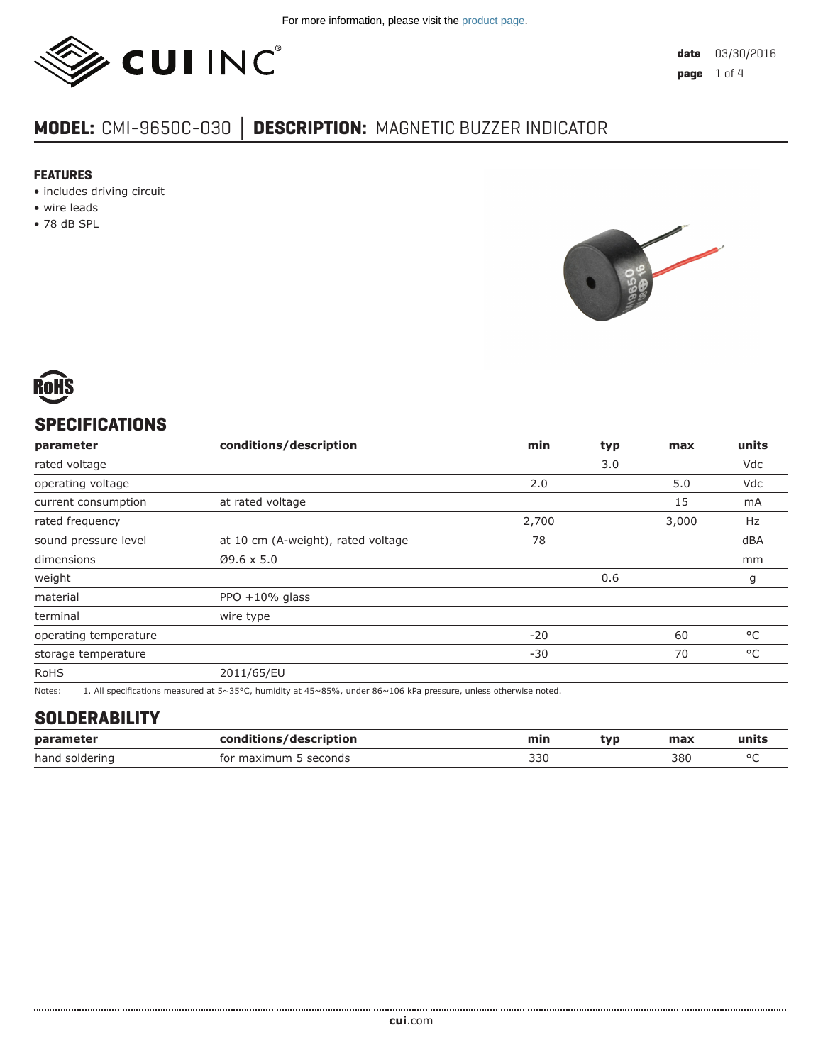For more information, please visit the product page.

CUI INC

date 03/30/2016

# MODEL: CMI-9650C-030 │ DESCRIPTION: MAGNETIC BUZZER INDICATOR

### FEATURES

- includes driving circuit
- wire leads
- 78 dB SPL

RoHS

## SPECIFICATIONS

| parameter | conditions/description | min | typ | max | units |
|---|---|---|---|---|---|
| rated voltage | | | 3.0 | | Vdc |
| operating voltage | | 2.0 | | 5.0 | Vdc |
| current consumption | at rated voltage | | | 15 | mA |
| rated frequency | | 2,700 | | 3,000 | Hz |
| sound pressure level | at 10 cm (A-weight), rated voltage | 78 | | | dBA |
| dimensions | Ø9.6 x 5.0 | | | | mm |
| weight | | | 0.6 | | g |
| material | PPO +10% glass | | | | |
| terminal | wire type | | | | |
| operating temperature | | -20 | | 60 | °C |
| storage temperature | | -30 | | 70 | °C |
| RoHS | 2011/65/EU | | | | |

Notes: 1. All specifications measured at 5~35°C, humidity at 45~85%, under 86~106 kPa pressure, unless otherwise noted.

## SOLDERABILITY

| parameter | conditions/description | min | typ | max | units |
|---|---|---|---|---|---|
| hand soldering | for maximum 5 seconds | 330 | | 380 | °C |

cui.com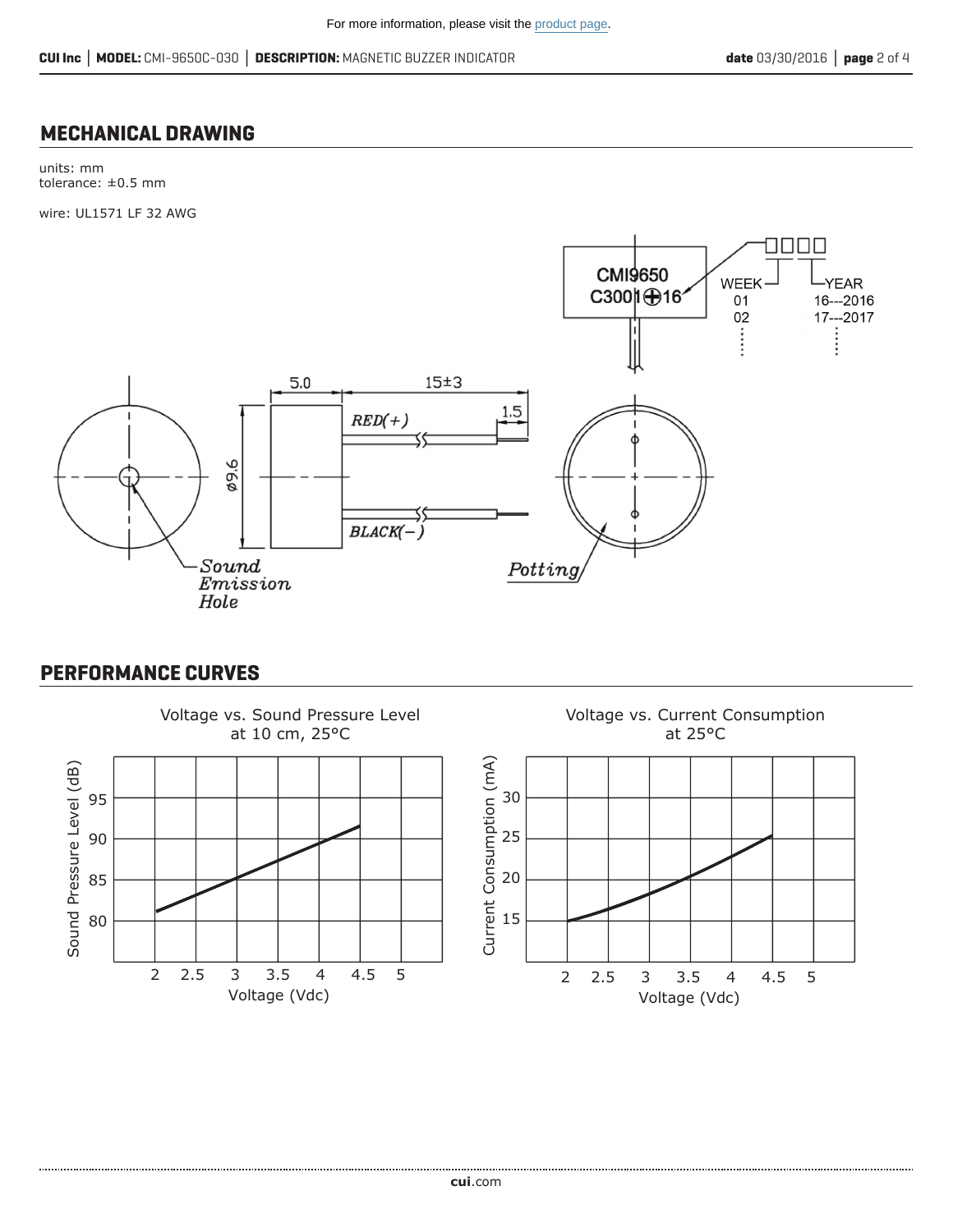## MECHANICAL DRAWING

units: mm
tolerance: ±0.5 mm

wire: UL1571 LF 32 AWG

CMI9650
C3001⊕16

WEEK 01 02 …
YEAR 16---2016 17---2017 …

5.0
15±3
1.5
RED(+)
BLACK(−)
ø9.6
Sound Emission Hole
Potting

## PERFORMANCE CURVES

Voltage vs. Sound Pressure Level at 10 cm, 25°C

Sound Pressure Level (dB)
Voltage (Vdc)

Voltage vs. Current Consumption at 25°C

Current Consumption (mA)
Voltage (Vdc)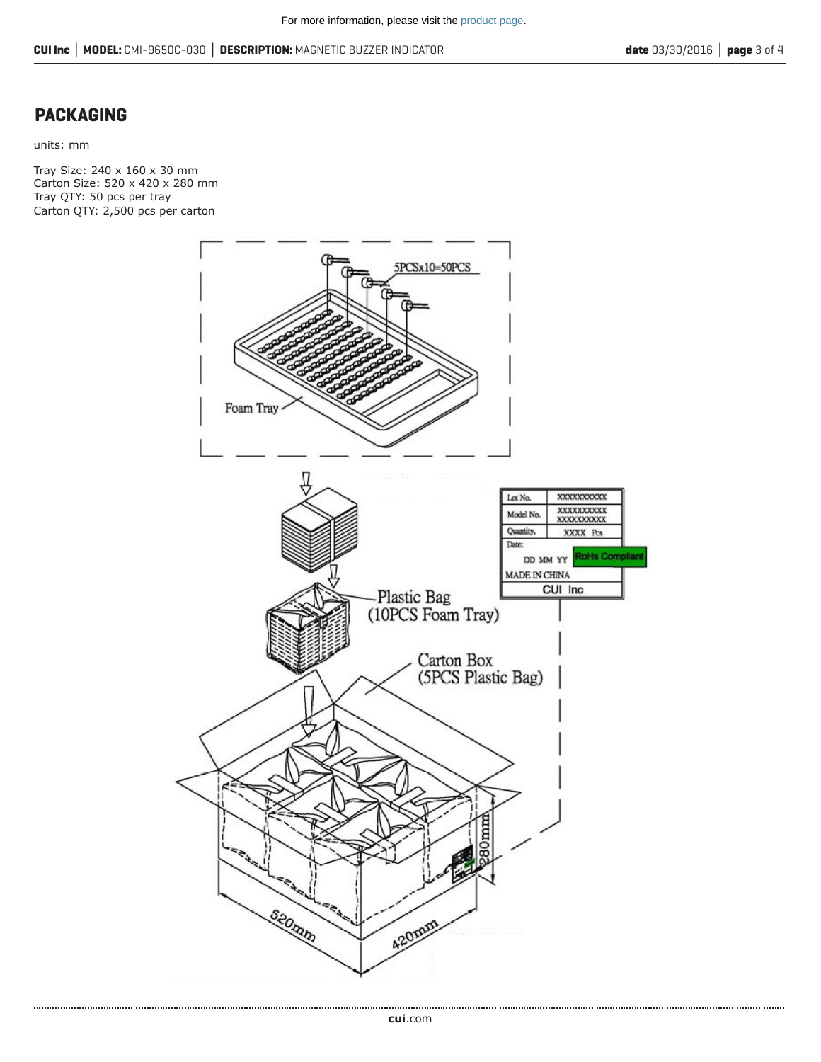## PACKAGING

units: mm

Tray Size: 240 x 160 x 30 mm
Carton Size: 520 x 420 x 280 mm
Tray QTY: 50 pcs per tray
Carton QTY: 2,500 pcs per carton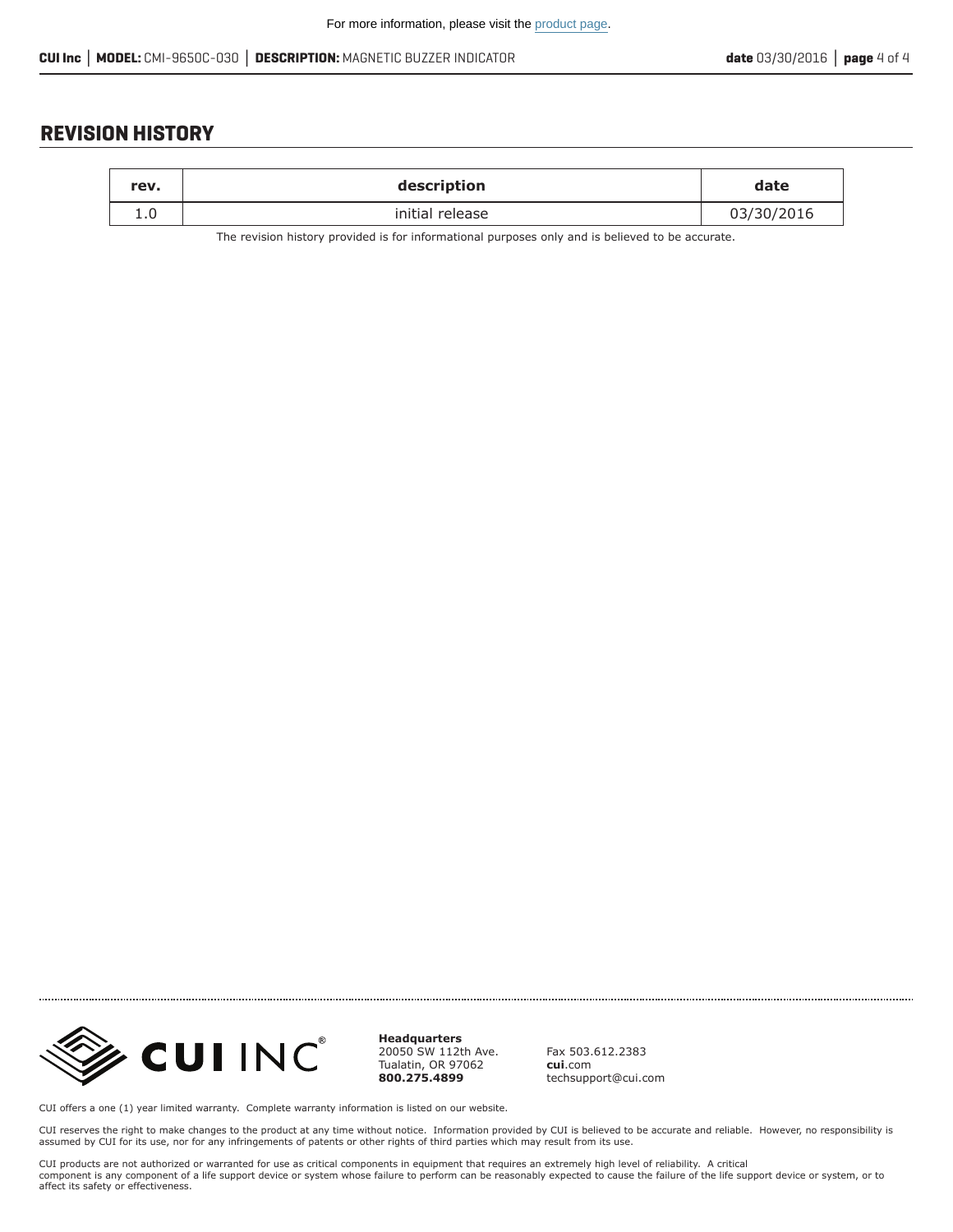## REVISION HISTORY

| rev. | description | date |
| --- | --- | --- |
| 1.0 | initial release | 03/30/2016 |

The revision history provided is for informational purposes only and is believed to be accurate.

**Headquarters**
20050 SW 112th Ave.
Tualatin, OR 97062
**800.275.4899**

Fax 503.612.2383
**cui**.com
techsupport@cui.com

CUI offers a one (1) year limited warranty. Complete warranty information is listed on our website.

CUI reserves the right to make changes to the product at any time without notice. Information provided by CUI is believed to be accurate and reliable. However, no responsibility is assumed by CUI for its use, nor for any infringements of patents or other rights of third parties which may result from its use.

CUI products are not authorized or warranted for use as critical components in equipment that requires an extremely high level of reliability. A critical component is any component of a life support device or system whose failure to perform can be reasonably expected to cause the failure of the life support device or system, or to affect its safety or effectiveness.